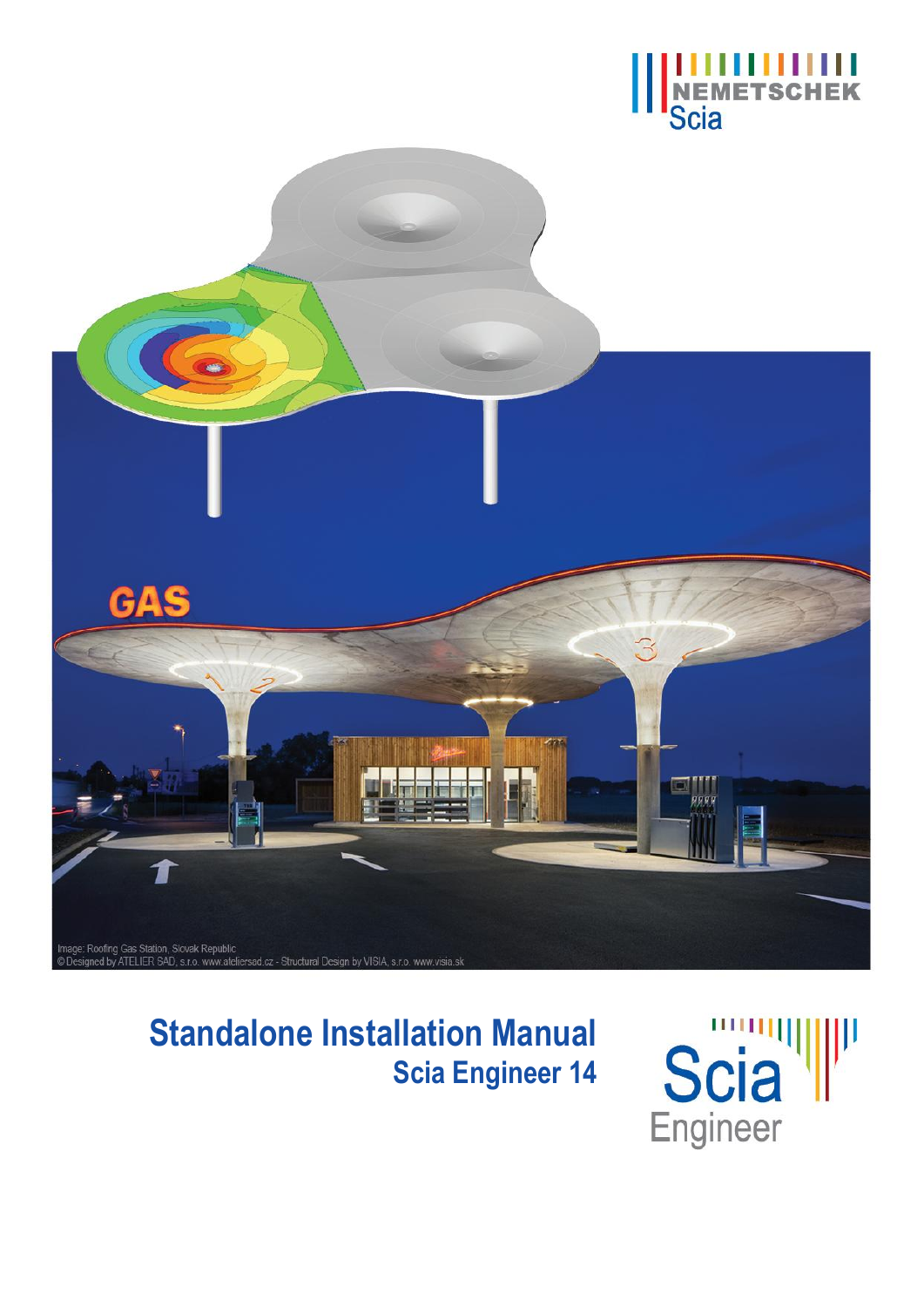Image: Roofing Gas Station, Slovak Republic
© Designed by ATELIER SAD, s.r.o. www.ateliersad.cz - Structural Design by VISIA, s.r.o. www.visia.sk

# Standalone Installation Manual

## Scia Engineer 14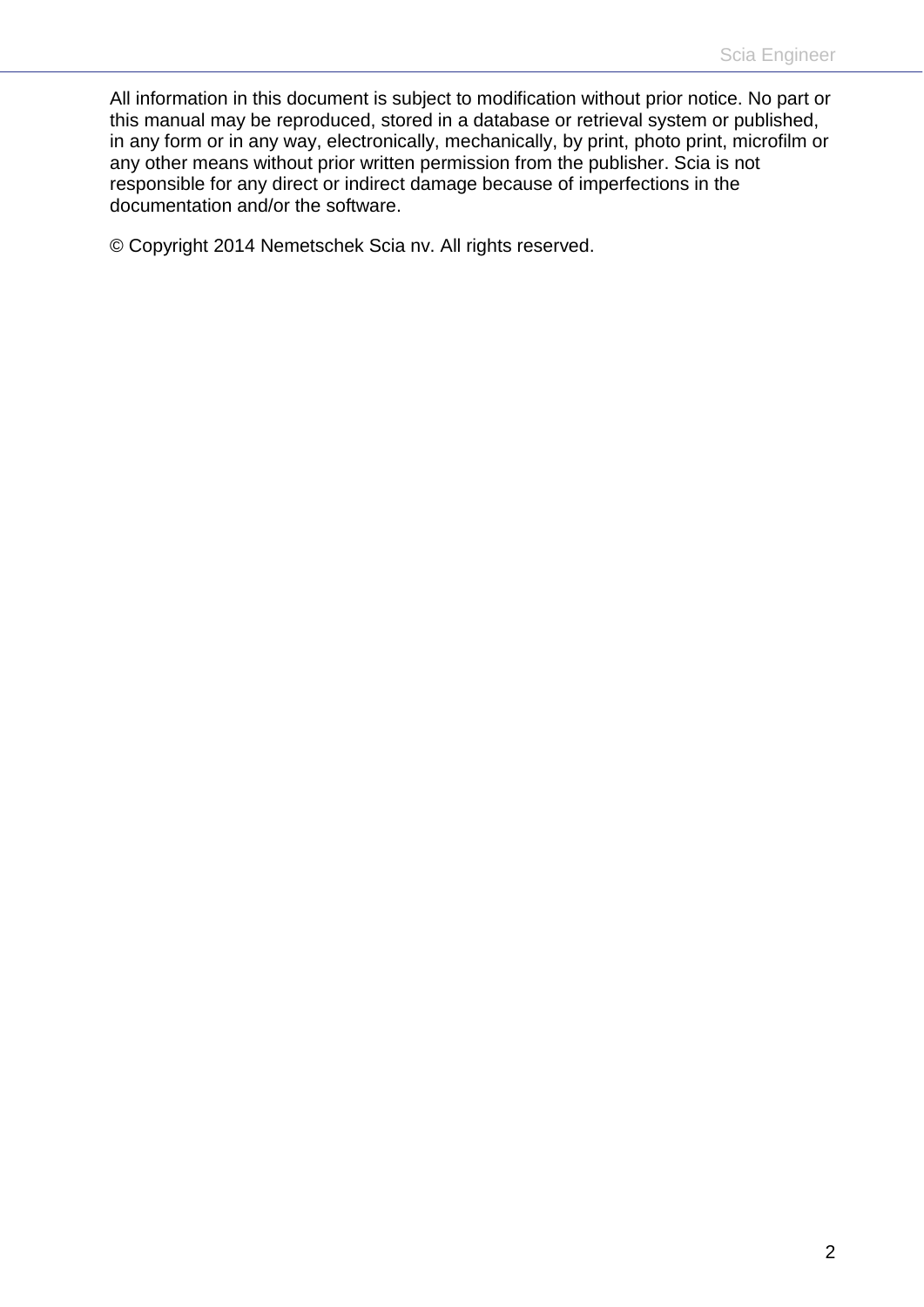All information in this document is subject to modification without prior notice. No part or this manual may be reproduced, stored in a database or retrieval system or published, in any form or in any way, electronically, mechanically, by print, photo print, microfilm or any other means without prior written permission from the publisher. Scia is not responsible for any direct or indirect damage because of imperfections in the documentation and/or the software.

© Copyright 2014 Nemetschek Scia nv. All rights reserved.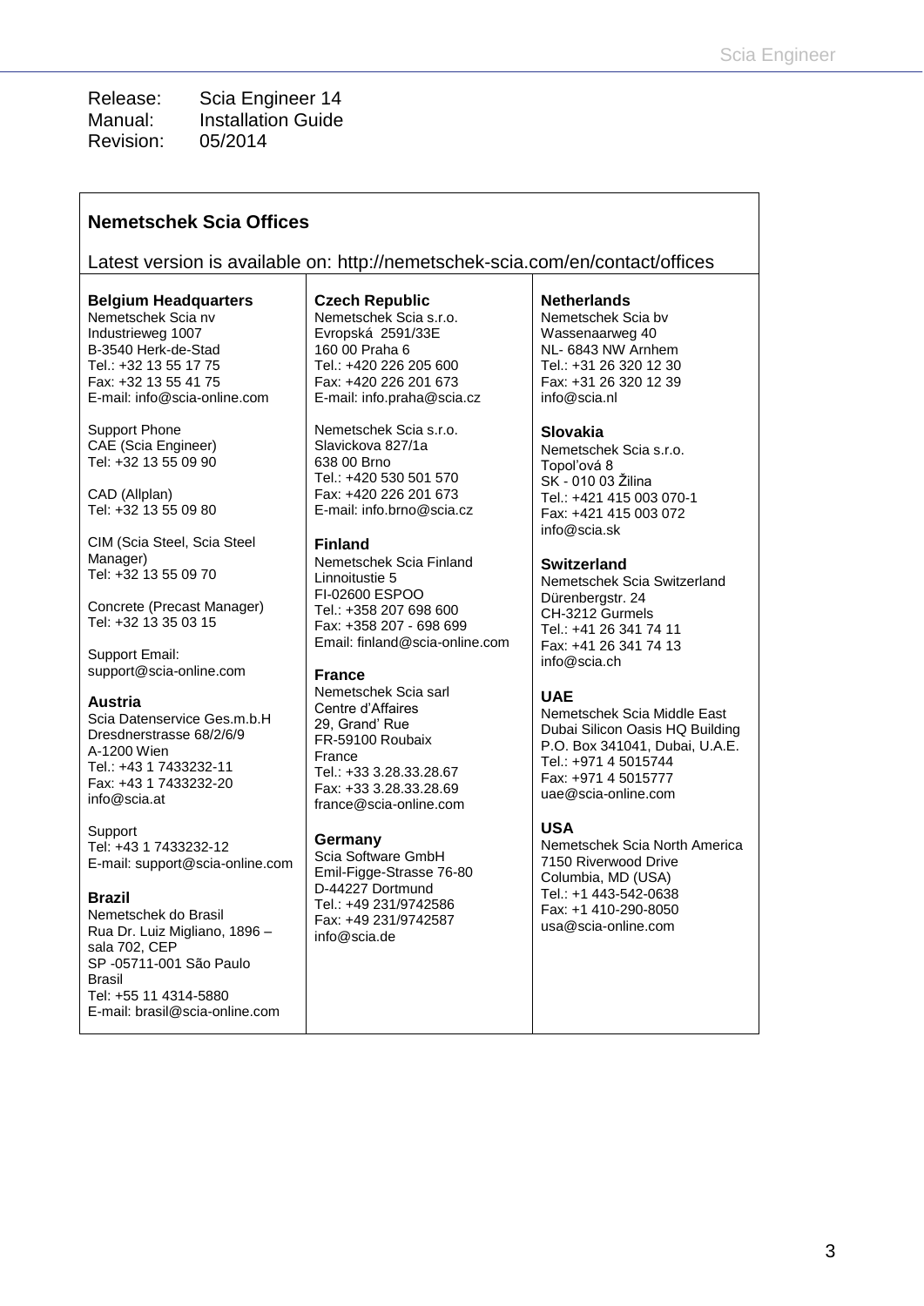Release: Scia Engineer 14
Manual: Installation Guide
Revision: 05/2014

## Nemetschek Scia Offices

Latest version is available on: http://nemetschek-scia.com/en/contact/offices

**Belgium Headquarters**
Nemetschek Scia nv
Industrieweg 1007
B-3540 Herk-de-Stad
Tel.: +32 13 55 17 75
Fax: +32 13 55 41 75
E-mail: info@scia-online.com

Support Phone
CAE (Scia Engineer)
Tel: +32 13 55 09 90

CAD (Allplan)
Tel: +32 13 55 09 80

CIM (Scia Steel, Scia Steel Manager)
Tel: +32 13 55 09 70

Concrete (Precast Manager)
Tel: +32 13 35 03 15

Support Email:
support@scia-online.com

**Austria**
Scia Datenservice Ges.m.b.H
Dresdnerstrasse 68/2/6/9
A-1200 Wien
Tel.: +43 1 7433232-11
Fax: +43 1 7433232-20
info@scia.at

Support
Tel: +43 1 7433232-12
E-mail: support@scia-online.com

**Brazil**
Nemetschek do Brasil
Rua Dr. Luiz Migliano, 1896 – sala 702, CEP
SP -05711-001 São Paulo
Brasil
Tel: +55 11 4314-5880
E-mail: brasil@scia-online.com

**Czech Republic**
Nemetschek Scia s.r.o.
Evropská 2591/33E
160 00 Praha 6
Tel.: +420 226 205 600
Fax: +420 226 201 673
E-mail: info.praha@scia.cz

Nemetschek Scia s.r.o.
Slavickova 827/1a
638 00 Brno
Tel.: +420 530 501 570
Fax: +420 226 201 673
E-mail: info.brno@scia.cz

**Finland**
Nemetschek Scia Finland
Linnoitustie 5
FI-02600 ESPOO
Tel.: +358 207 698 600
Fax: +358 207 - 698 699
Email: finland@scia-online.com

**France**
Nemetschek Scia sarl
Centre d'Affaires
29, Grand' Rue
FR-59100 Roubaix
France
Tel.: +33 3.28.33.28.67
Fax: +33 3.28.33.28.69
france@scia-online.com

**Germany**
Scia Software GmbH
Emil-Figge-Strasse 76-80
D-44227 Dortmund
Tel.: +49 231/9742586
Fax: +49 231/9742587
info@scia.de

**Netherlands**
Nemetschek Scia bv
Wassenaarweg 40
NL- 6843 NW Arnhem
Tel.: +31 26 320 12 30
Fax: +31 26 320 12 39
info@scia.nl

**Slovakia**
Nemetschek Scia s.r.o.
Topoľová 8
SK - 010 03 Žilina
Tel.: +421 415 003 070-1
Fax: +421 415 003 072
info@scia.sk

**Switzerland**
Nemetschek Scia Switzerland
Dürenbergstr. 24
CH-3212 Gurmels
Tel.: +41 26 341 74 11
Fax: +41 26 341 74 13
info@scia.ch

**UAE**
Nemetschek Scia Middle East
Dubai Silicon Oasis HQ Building
P.O. Box 341041, Dubai, U.A.E.
Tel.: +971 4 5015744
Fax: +971 4 5015777
uae@scia-online.com

**USA**
Nemetschek Scia North America
7150 Riverwood Drive
Columbia, MD (USA)
Tel.: +1 443-542-0638
Fax: +1 410-290-8050
usa@scia-online.com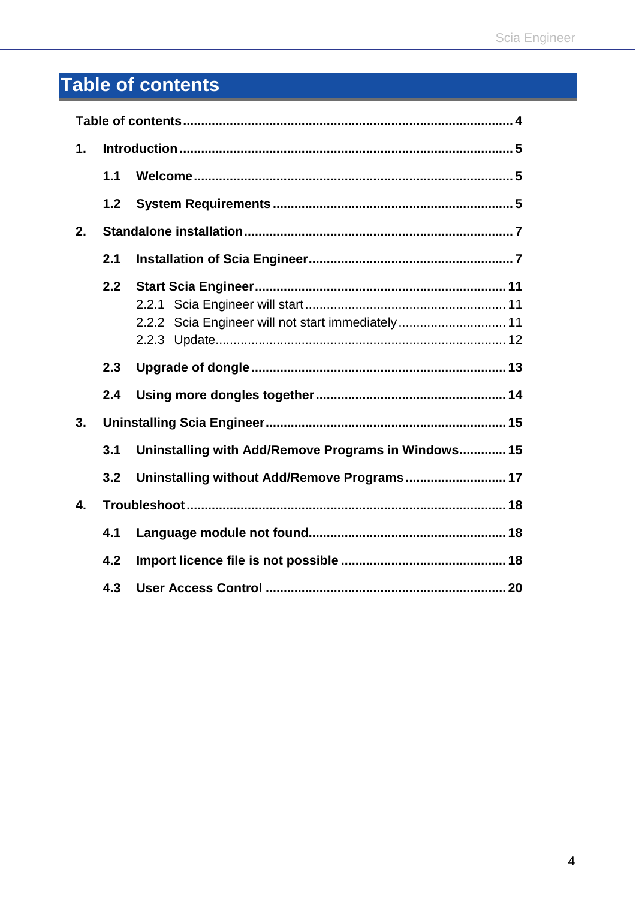# Table of contents

**Table of contents** ........ **4**

**1. Introduction** ........ **5**

- **1.1 Welcome** ........ **5**
- **1.2 System Requirements** ........ **5**

**2. Standalone installation** ........ **7**

- **2.1 Installation of Scia Engineer** ........ **7**
- **2.2 Start Scia Engineer** ........ **11**
  - 2.2.1 Scia Engineer will start ........ 11
  - 2.2.2 Scia Engineer will not start immediately ........ 11
  - 2.2.3 Update ........ 12
- **2.3 Upgrade of dongle** ........ **13**
- **2.4 Using more dongles together** ........ **14**

**3. Uninstalling Scia Engineer** ........ **15**

- **3.1 Uninstalling with Add/Remove Programs in Windows** ........ **15**
- **3.2 Uninstalling without Add/Remove Programs** ........ **17**

**4. Troubleshoot** ........ **18**

- **4.1 Language module not found** ........ **18**
- **4.2 Import licence file is not possible** ........ **18**
- **4.3 User Access Control** ........ **20**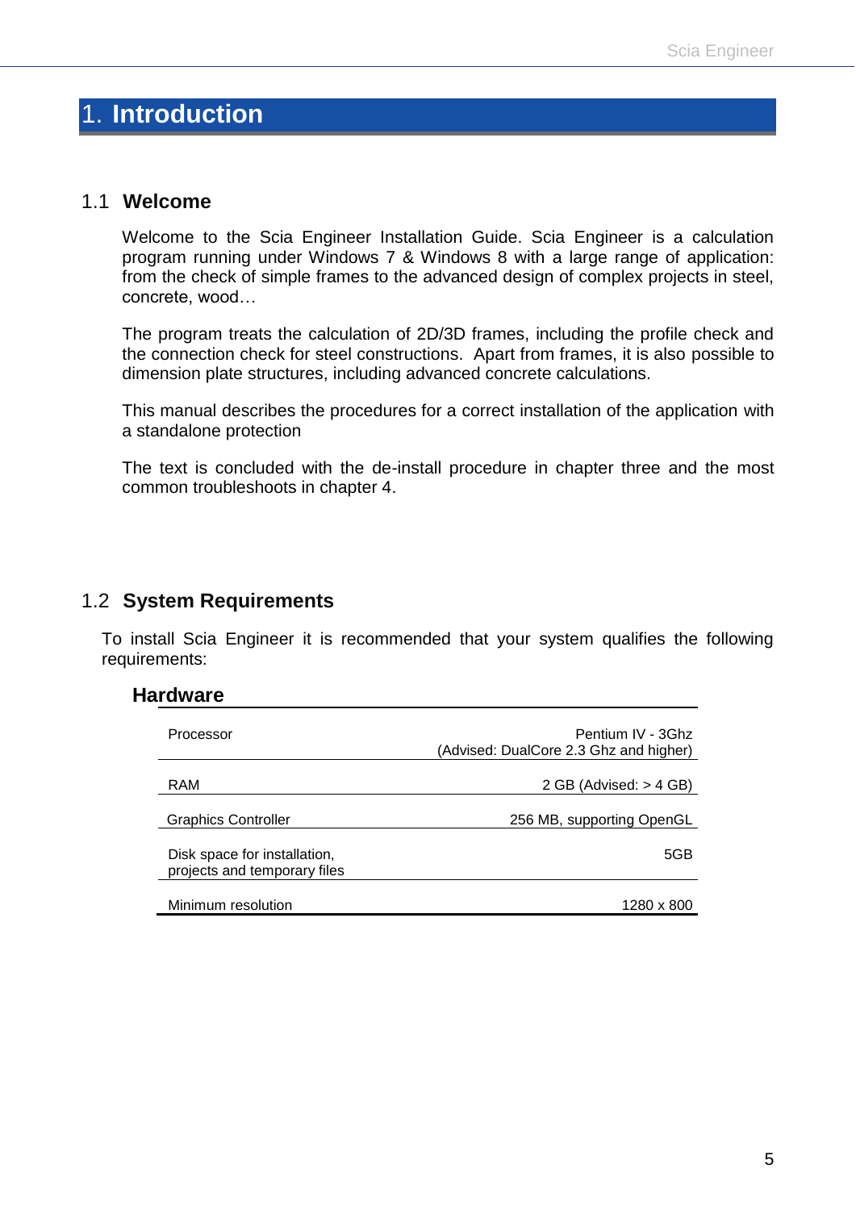# 1. Introduction

## 1.1 Welcome

Welcome to the Scia Engineer Installation Guide. Scia Engineer is a calculation program running under Windows 7 & Windows 8 with a large range of application: from the check of simple frames to the advanced design of complex projects in steel, concrete, wood…

The program treats the calculation of 2D/3D frames, including the profile check and the connection check for steel constructions. Apart from frames, it is also possible to dimension plate structures, including advanced concrete calculations.

This manual describes the procedures for a correct installation of the application with a standalone protection

The text is concluded with the de-install procedure in chapter three and the most common troubleshoots in chapter 4.

## 1.2 System Requirements

To install Scia Engineer it is recommended that your system qualifies the following requirements:

### Hardware

| | |
|---|---|
| Processor | Pentium IV - 3Ghz (Advised: DualCore 2.3 Ghz and higher) |
| RAM | 2 GB (Advised: > 4 GB) |
| Graphics Controller | 256 MB, supporting OpenGL |
| Disk space for installation, projects and temporary files | 5GB |
| Minimum resolution | 1280 x 800 |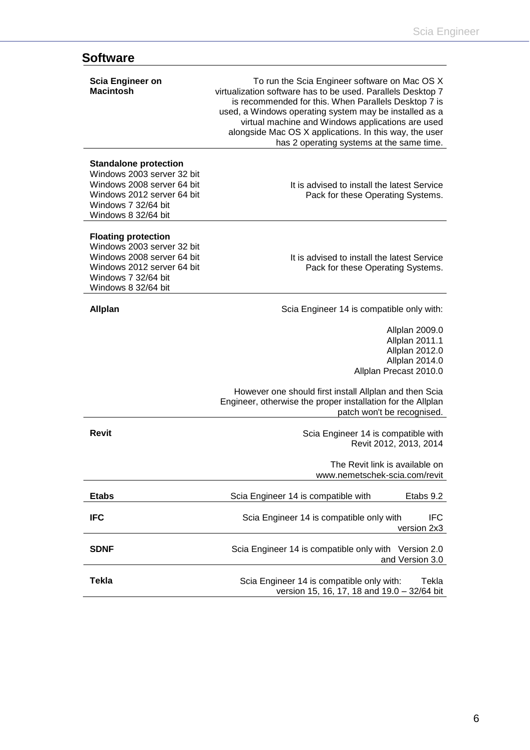## Software

| | |
|---|---|
| **Scia Engineer on Macintosh** | To run the Scia Engineer software on Mac OS X virtualization software has to be used. Parallels Desktop 7 is recommended for this. When Parallels Desktop 7 is used, a Windows operating system may be installed as a virtual machine and Windows applications are used alongside Mac OS X applications. In this way, the user has 2 operating systems at the same time. |
| **Standalone protection**<br>Windows 2003 server 32 bit<br>Windows 2008 server 64 bit<br>Windows 2012 server 64 bit<br>Windows 7 32/64 bit<br>Windows 8 32/64 bit | It is advised to install the latest Service Pack for these Operating Systems. |
| **Floating protection**<br>Windows 2003 server 32 bit<br>Windows 2008 server 64 bit<br>Windows 2012 server 64 bit<br>Windows 7 32/64 bit<br>Windows 8 32/64 bit | It is advised to install the latest Service Pack for these Operating Systems. |
| **Allplan** | Scia Engineer 14 is compatible only with:<br><br>Allplan 2009.0<br>Allplan 2011.1<br>Allplan 2012.0<br>Allplan 2014.0<br>Allplan Precast 2010.0<br><br>However one should first install Allplan and then Scia Engineer, otherwise the proper installation for the Allplan patch won't be recognised. |
| **Revit** | Scia Engineer 14 is compatible with Revit 2012, 2013, 2014<br><br>The Revit link is available on www.nemetschek-scia.com/revit |
| **Etabs** | Scia Engineer 14 is compatible with Etabs 9.2 |
| **IFC** | Scia Engineer 14 is compatible only with IFC version 2x3 |
| **SDNF** | Scia Engineer 14 is compatible only with Version 2.0 and Version 3.0 |
| **Tekla** | Scia Engineer 14 is compatible only with: Tekla version 15, 16, 17, 18 and 19.0 – 32/64 bit |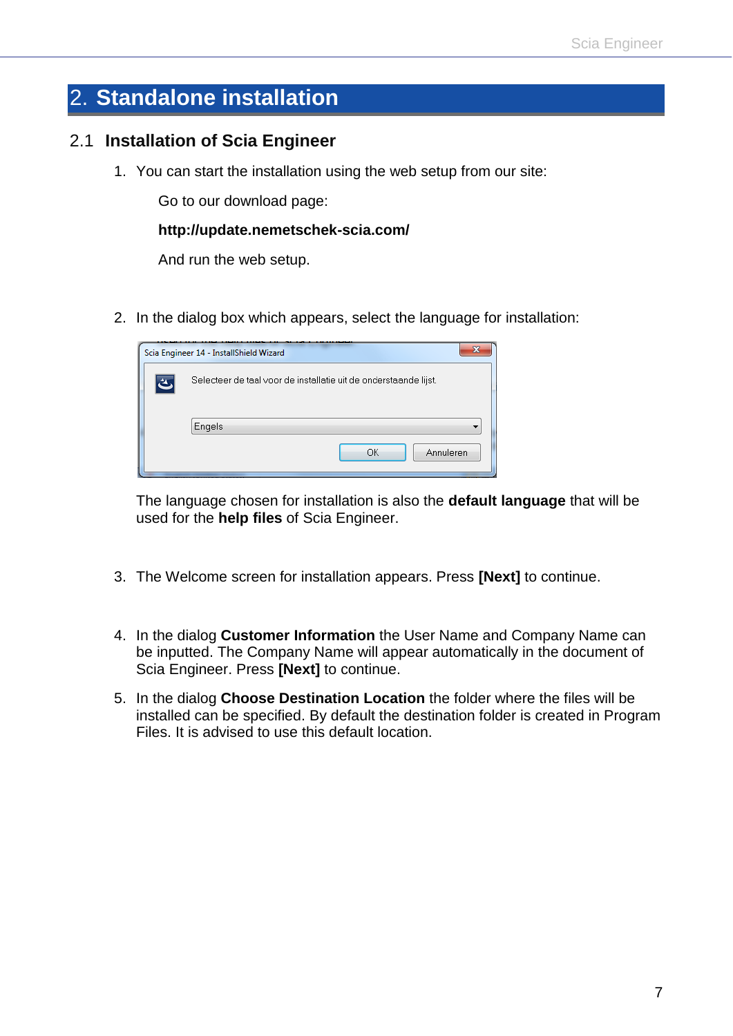# 2. Standalone installation

## 2.1 Installation of Scia Engineer

1. You can start the installation using the web setup from our site:

   Go to our download page:

   **http://update.nemetschek-scia.com/**

   And run the web setup.

2. In the dialog box which appears, select the language for installation:

   The language chosen for installation is also the **default language** that will be used for the **help files** of Scia Engineer.

3. The Welcome screen for installation appears. Press **[Next]** to continue.

4. In the dialog **Customer Information** the User Name and Company Name can be inputted. The Company Name will appear automatically in the document of Scia Engineer. Press **[Next]** to continue.

5. In the dialog **Choose Destination Location** the folder where the files will be installed can be specified. By default the destination folder is created in Program Files. It is advised to use this default location.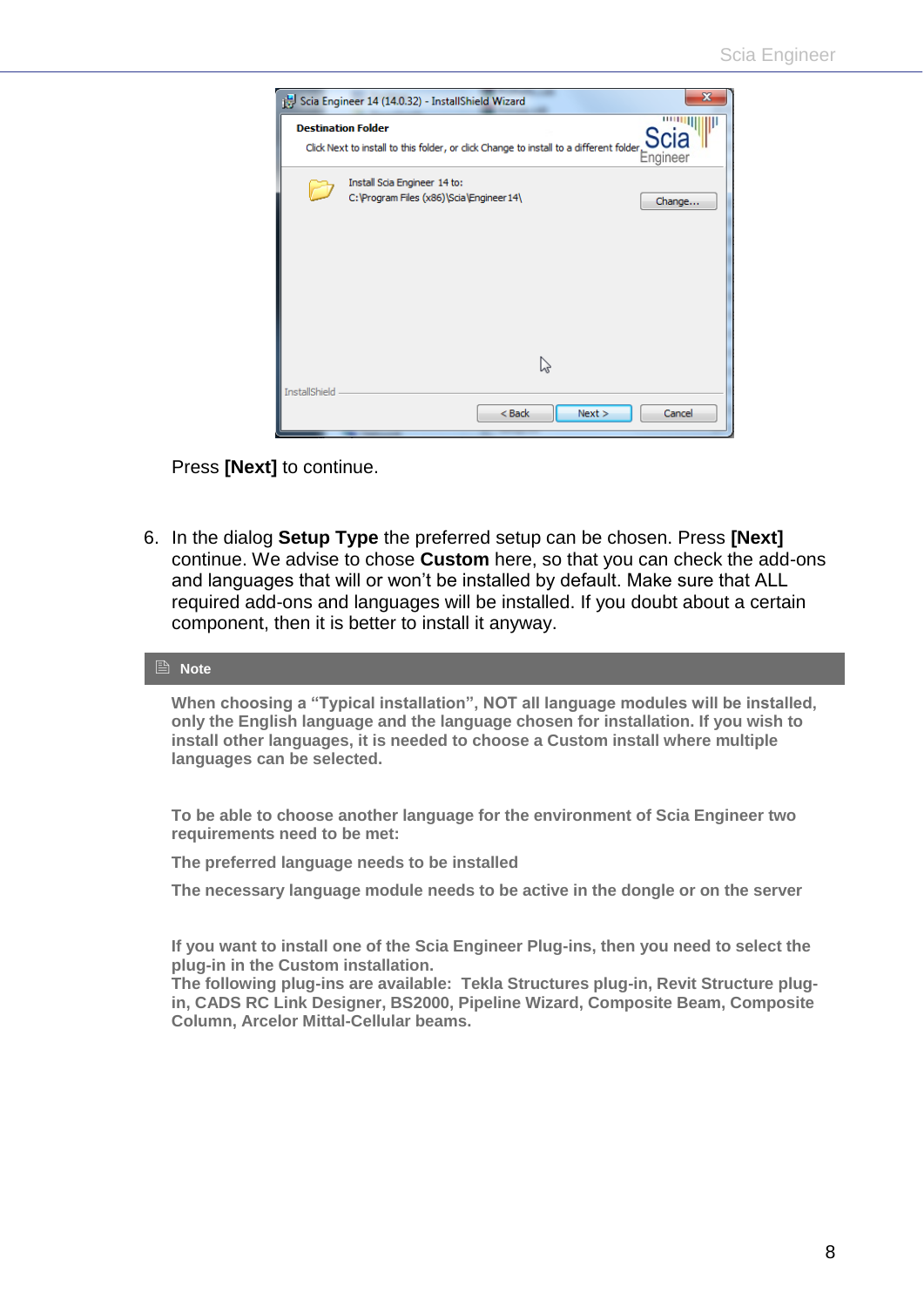Press **[Next]** to continue.

6. In the dialog **Setup Type** the preferred setup can be chosen. Press **[Next]** continue. We advise to chose **Custom** here, so that you can check the add-ons and languages that will or won't be installed by default. Make sure that ALL required add-ons and languages will be installed. If you doubt about a certain component, then it is better to install it anyway.

**Note**

**When choosing a "Typical installation", NOT all language modules will be installed, only the English language and the language chosen for installation. If you wish to install other languages, it is needed to choose a Custom install where multiple languages can be selected.**

**To be able to choose another language for the environment of Scia Engineer two requirements need to be met:**

**The preferred language needs to be installed**

**The necessary language module needs to be active in the dongle or on the server**

**If you want to install one of the Scia Engineer Plug-ins, then you need to select the plug-in in the Custom installation.**
**The following plug-ins are available: Tekla Structures plug-in, Revit Structure plug-in, CADS RC Link Designer, BS2000, Pipeline Wizard, Composite Beam, Composite Column, Arcelor Mittal-Cellular beams.**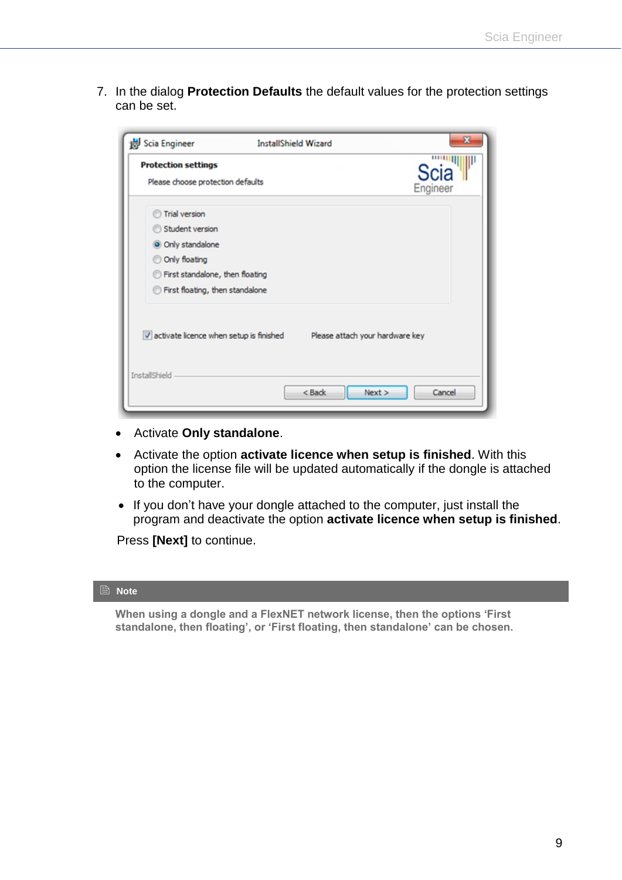7. In the dialog **Protection Defaults** the default values for the protection settings can be set.

- Activate **Only standalone**.
- Activate the option **activate licence when setup is finished**. With this option the license file will be updated automatically if the dongle is attached to the computer.
- If you don't have your dongle attached to the computer, just install the program and deactivate the option **activate licence when setup is finished**.

Press **[Next]** to continue.

**Note**

**When using a dongle and a FlexNET network license, then the options 'First standalone, then floating', or 'First floating, then standalone' can be chosen.**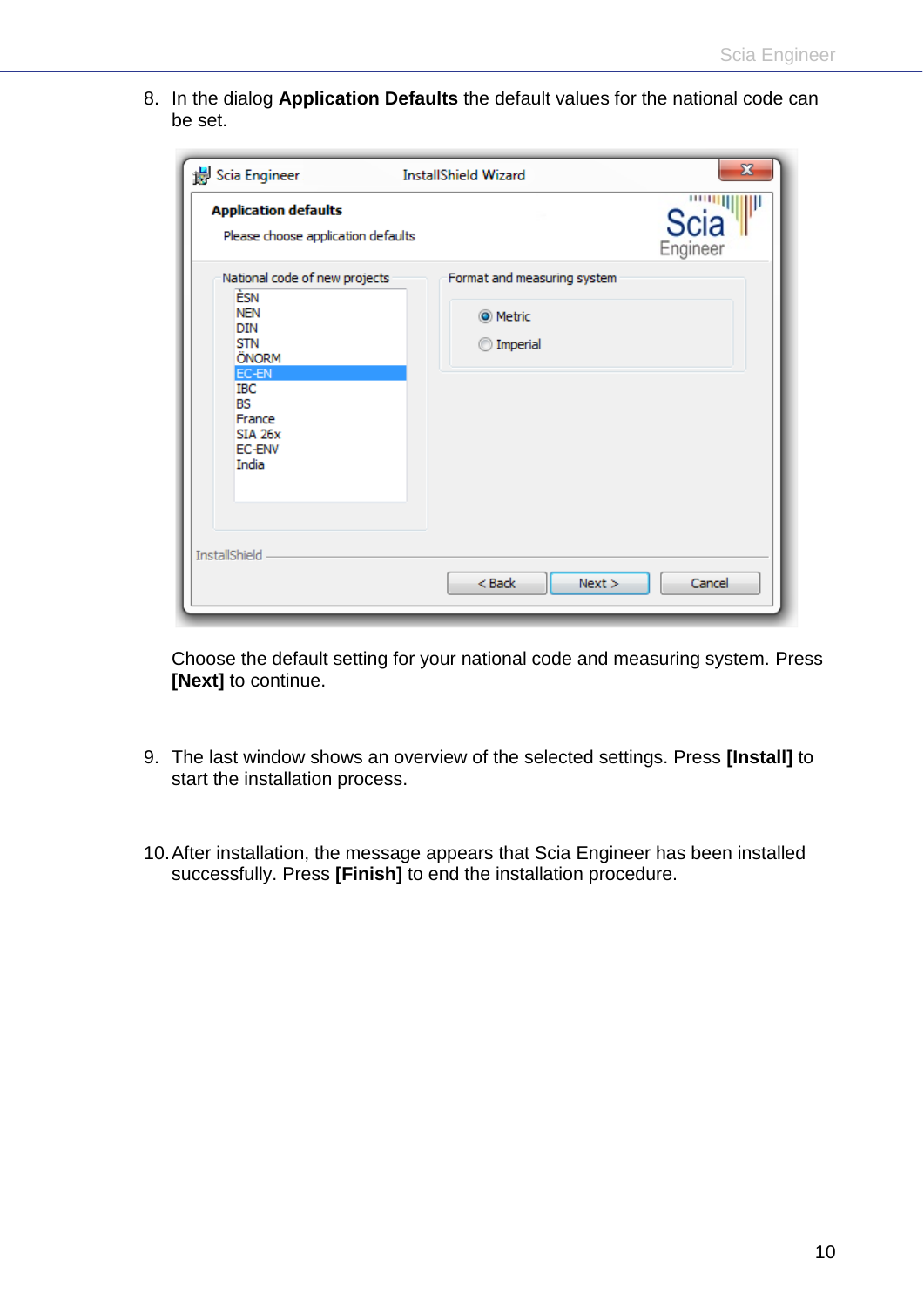8. In the dialog **Application Defaults** the default values for the national code can be set.

   Choose the default setting for your national code and measuring system. Press **[Next]** to continue.

9. The last window shows an overview of the selected settings. Press **[Install]** to start the installation process.

10. After installation, the message appears that Scia Engineer has been installed successfully. Press **[Finish]** to end the installation procedure.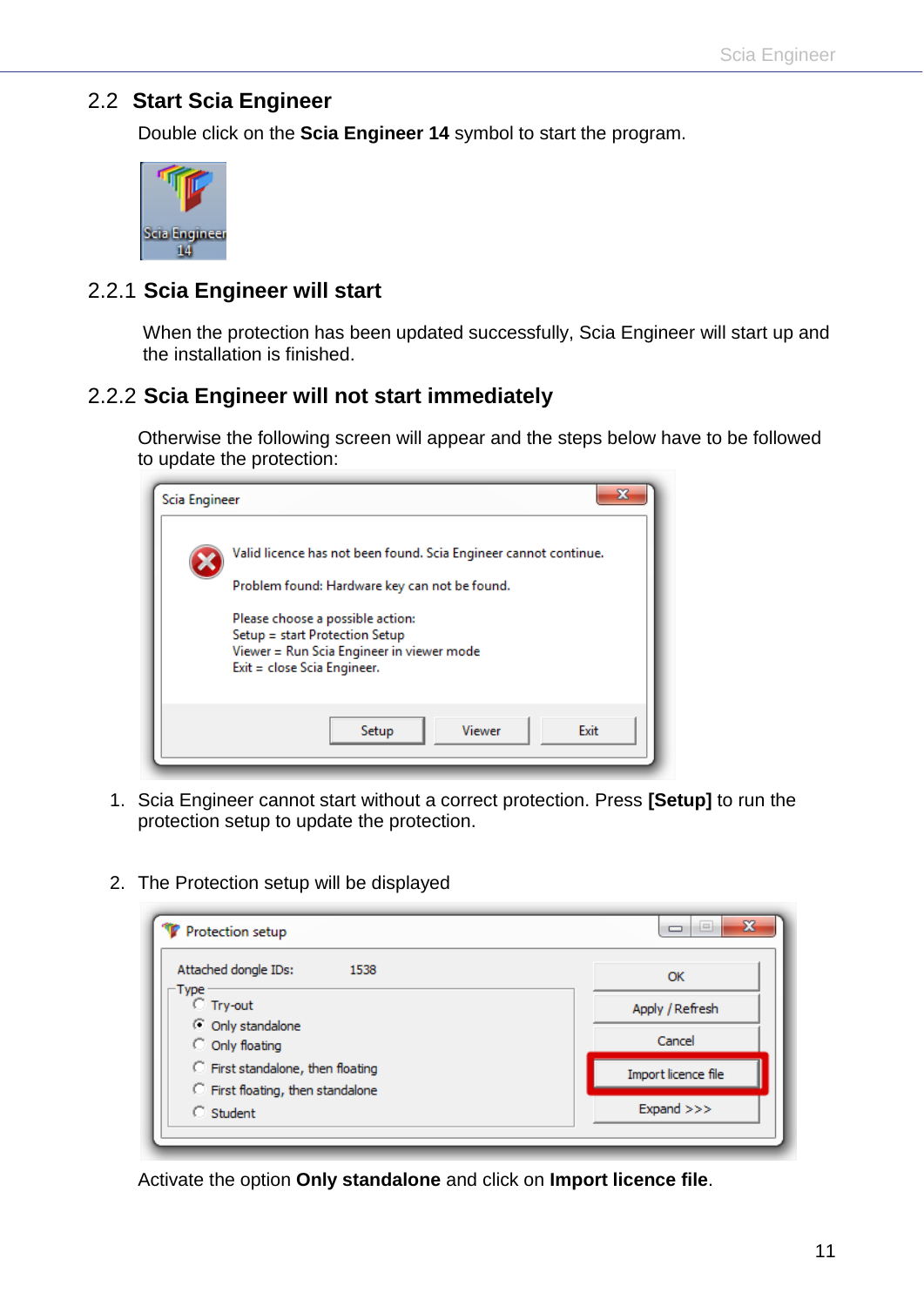## 2.2 Start Scia Engineer

Double click on the **Scia Engineer 14** symbol to start the program.

### 2.2.1 Scia Engineer will start

When the protection has been updated successfully, Scia Engineer will start up and the installation is finished.

### 2.2.2 Scia Engineer will not start immediately

Otherwise the following screen will appear and the steps below have to be followed to update the protection:

1. Scia Engineer cannot start without a correct protection. Press **[Setup]** to run the protection setup to update the protection.

2. The Protection setup will be displayed

Activate the option **Only standalone** and click on **Import licence file**.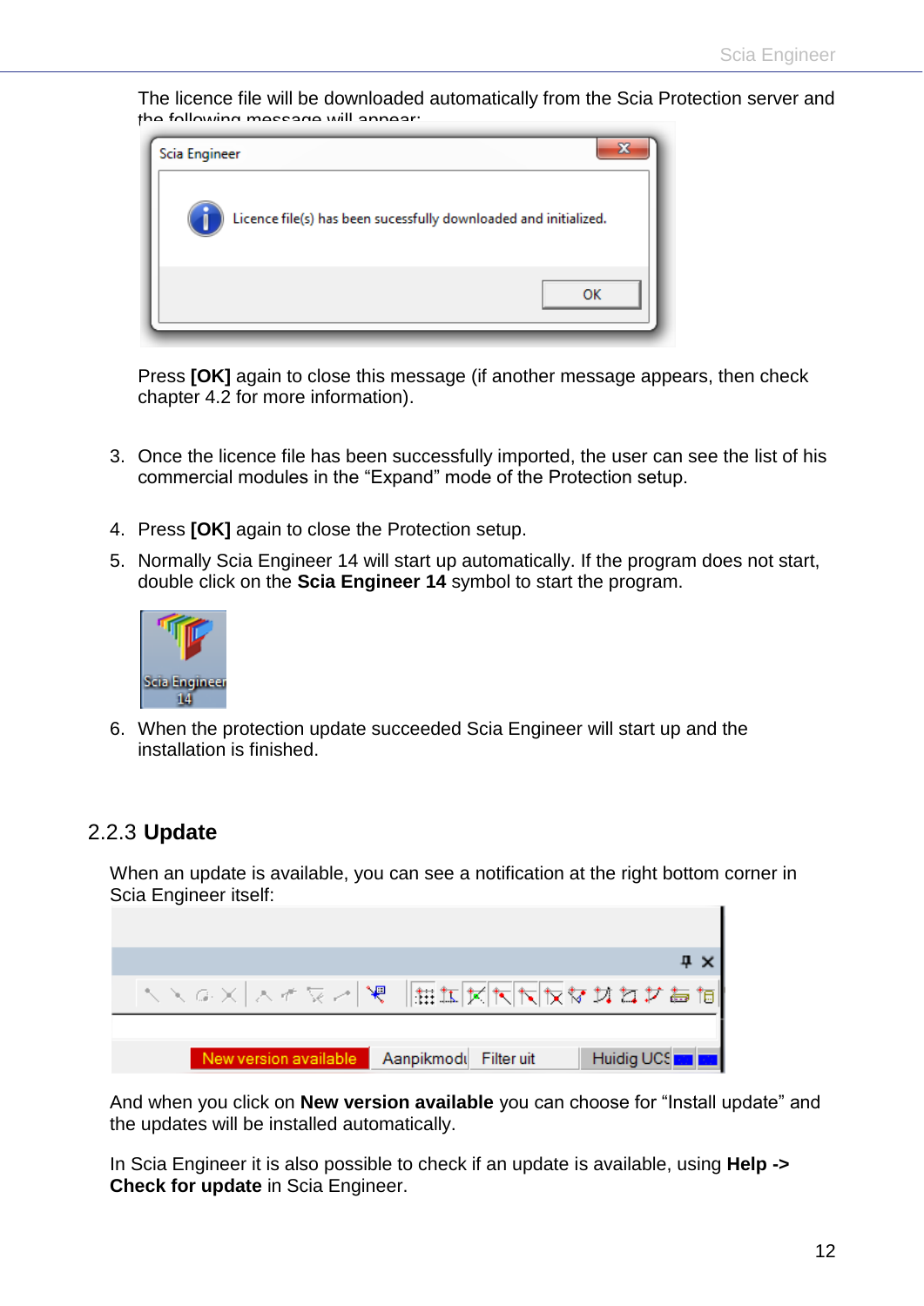The licence file will be downloaded automatically from the Scia Protection server and the following message will appear:

Press **[OK]** again to close this message (if another message appears, then check chapter 4.2 for more information).

3. Once the licence file has been successfully imported, the user can see the list of his commercial modules in the “Expand” mode of the Protection setup.

4. Press **[OK]** again to close the Protection setup.

5. Normally Scia Engineer 14 will start up automatically. If the program does not start, double click on the **Scia Engineer 14** symbol to start the program.

6. When the protection update succeeded Scia Engineer will start up and the installation is finished.

## 2.2.3 Update

When an update is available, you can see a notification at the right bottom corner in Scia Engineer itself:

And when you click on **New version available** you can choose for “Install update” and the updates will be installed automatically.

In Scia Engineer it is also possible to check if an update is available, using **Help -> Check for update** in Scia Engineer.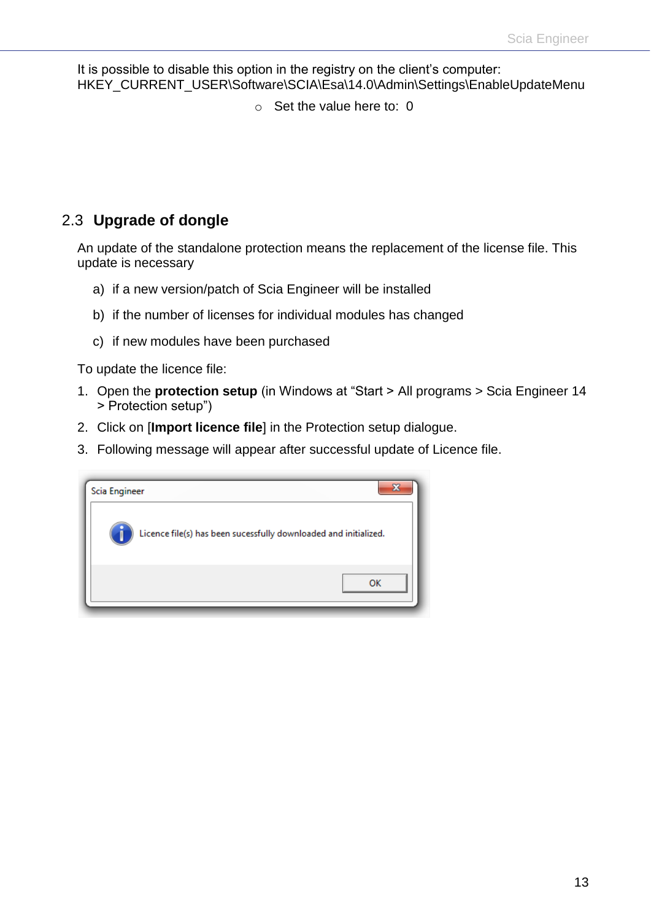It is possible to disable this option in the registry on the client's computer: HKEY_CURRENT_USER\Software\SCIA\Esa\14.0\Admin\Settings\EnableUpdateMenu

- Set the value here to: 0

## 2.3 Upgrade of dongle

An update of the standalone protection means the replacement of the license file. This update is necessary

a) if a new version/patch of Scia Engineer will be installed

b) if the number of licenses for individual modules has changed

c) if new modules have been purchased

To update the licence file:

1. Open the **protection setup** (in Windows at "Start > All programs > Scia Engineer 14 > Protection setup")
2. Click on [**Import licence file**] in the Protection setup dialogue.
3. Following message will appear after successful update of Licence file.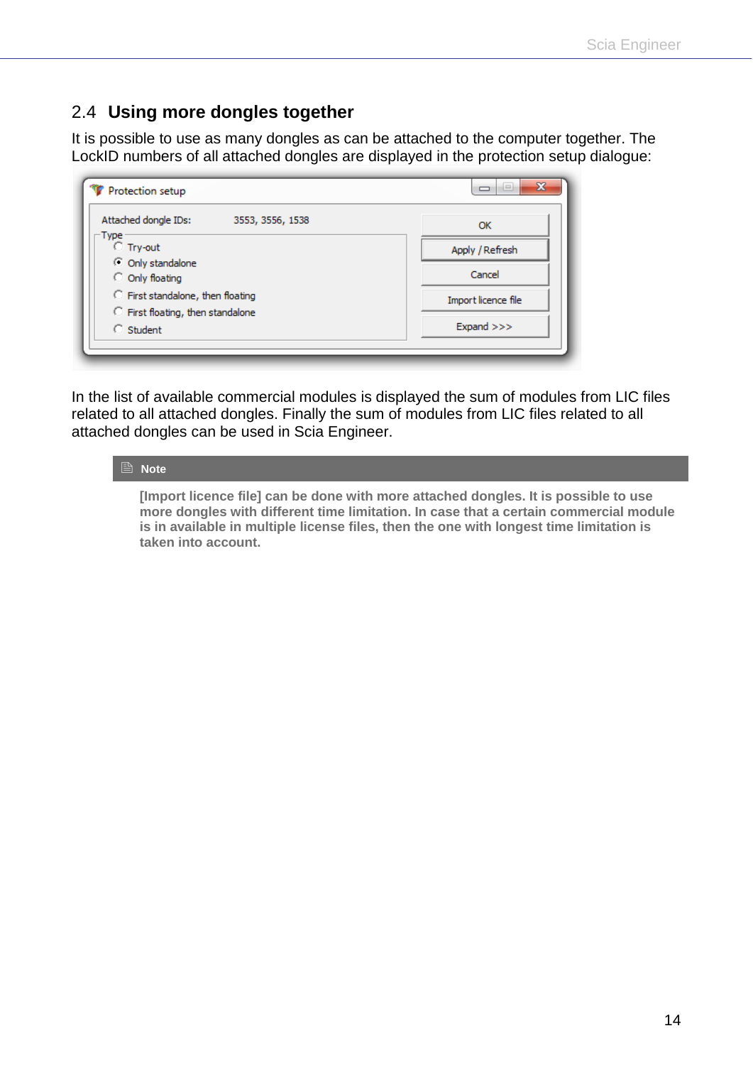## 2.4 Using more dongles together

It is possible to use as many dongles as can be attached to the computer together. The LockID numbers of all attached dongles are displayed in the protection setup dialogue:

In the list of available commercial modules is displayed the sum of modules from LIC files related to all attached dongles. Finally the sum of modules from LIC files related to all attached dongles can be used in Scia Engineer.

> **Note**
>
> **[Import licence file] can be done with more attached dongles. It is possible to use more dongles with different time limitation. In case that a certain commercial module is in available in multiple license files, then the one with longest time limitation is taken into account.**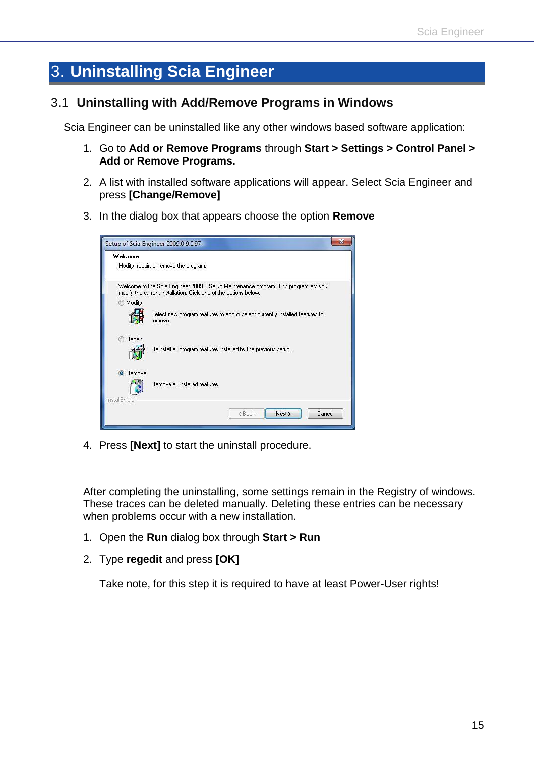# 3. Uninstalling Scia Engineer

## 3.1 Uninstalling with Add/Remove Programs in Windows

Scia Engineer can be uninstalled like any other windows based software application:

1. Go to **Add or Remove Programs** through **Start > Settings > Control Panel > Add or Remove Programs.**
2. A list with installed software applications will appear. Select Scia Engineer and press **[Change/Remove]**
3. In the dialog box that appears choose the option **Remove**
4. Press **[Next]** to start the uninstall procedure.

After completing the uninstalling, some settings remain in the Registry of windows. These traces can be deleted manually. Deleting these entries can be necessary when problems occur with a new installation.

1. Open the **Run** dialog box through **Start > Run**
2. Type **regedit** and press **[OK]**

   Take note, for this step it is required to have at least Power-User rights!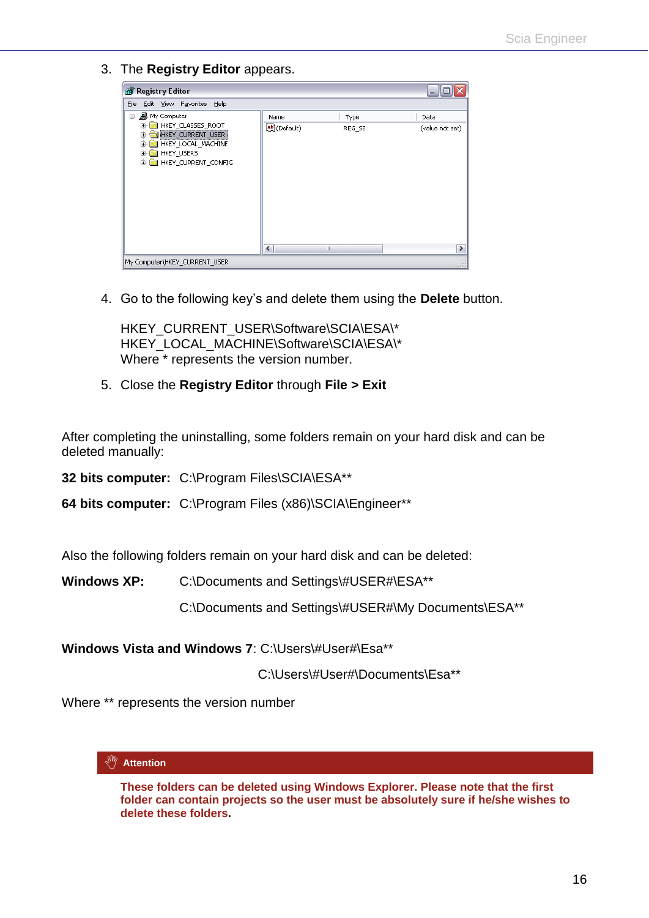3. The **Registry Editor** appears.

4. Go to the following key's and delete them using the **Delete** button.

   HKEY_CURRENT_USER\Software\SCIA\ESA\*
   HKEY_LOCAL_MACHINE\Software\SCIA\ESA\*
   Where * represents the version number.

5. Close the **Registry Editor** through **File > Exit**

After completing the uninstalling, some folders remain on your hard disk and can be deleted manually:

**32 bits computer:** C:\Program Files\SCIA\ESA**

**64 bits computer:** C:\Program Files (x86)\SCIA\Engineer**

Also the following folders remain on your hard disk and can be deleted:

**Windows XP:** C:\Documents and Settings\#USER#\ESA**

C:\Documents and Settings\#USER#\My Documents\ESA**

**Windows Vista and Windows 7**: C:\Users\#User#\Esa**

C:\Users\#User#\Documents\Esa**

Where ** represents the version number

**Attention**

**These folders can be deleted using Windows Explorer. Please note that the first folder can contain projects so the user must be absolutely sure if he/she wishes to delete these folders.**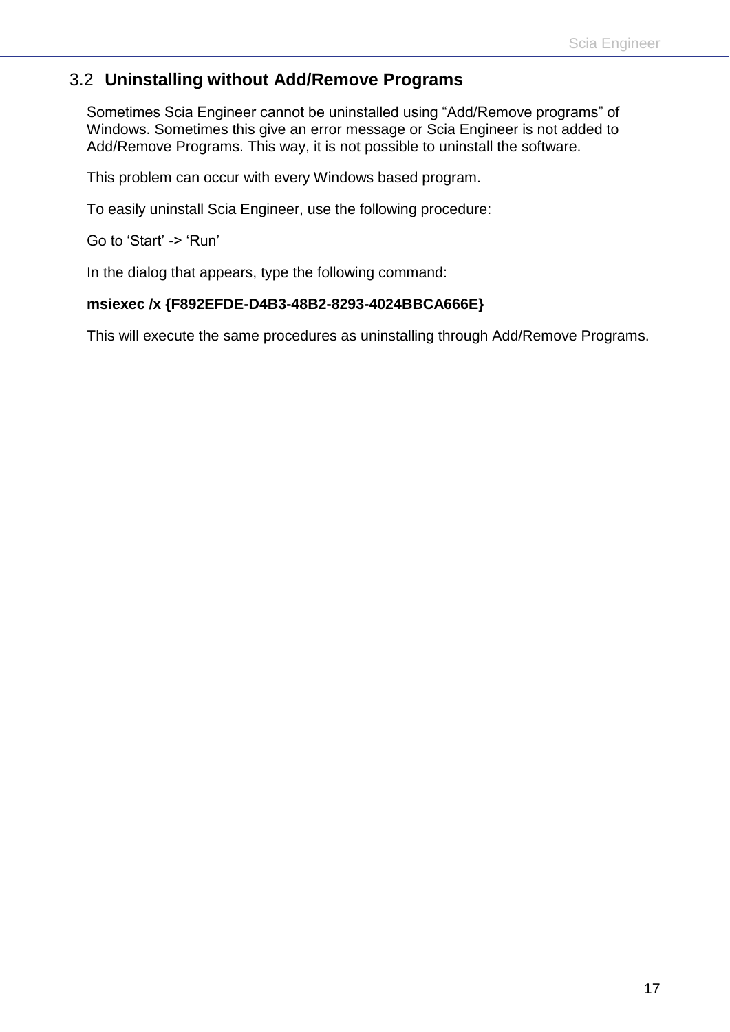## 3.2 Uninstalling without Add/Remove Programs

Sometimes Scia Engineer cannot be uninstalled using “Add/Remove programs” of Windows. Sometimes this give an error message or Scia Engineer is not added to Add/Remove Programs. This way, it is not possible to uninstall the software.

This problem can occur with every Windows based program.

To easily uninstall Scia Engineer, use the following procedure:

Go to ‘Start’ -> ‘Run’

In the dialog that appears, type the following command:

**msiexec /x {F892EFDE-D4B3-48B2-8293-4024BBCA666E}**

This will execute the same procedures as uninstalling through Add/Remove Programs.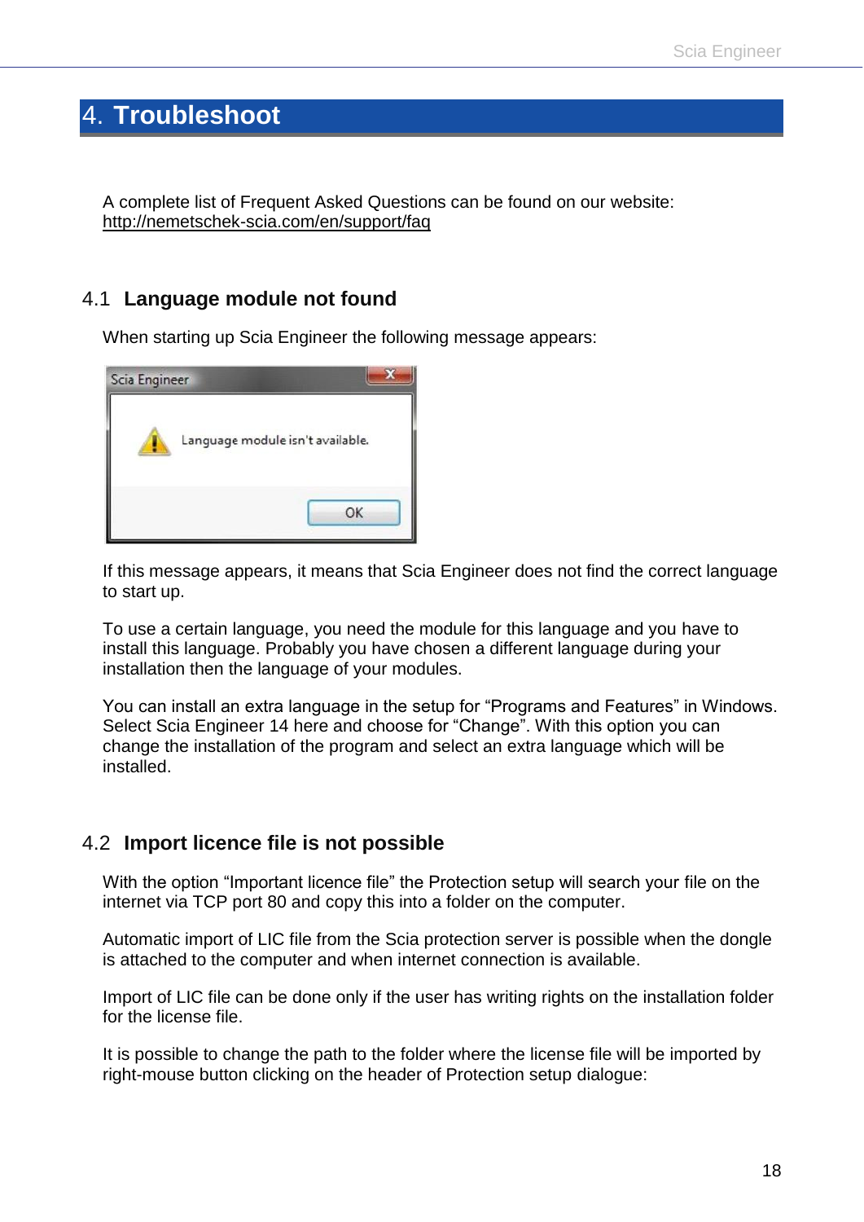# 4. Troubleshoot

A complete list of Frequent Asked Questions can be found on our website:
http://nemetschek-scia.com/en/support/faq

## 4.1 Language module not found

When starting up Scia Engineer the following message appears:

If this message appears, it means that Scia Engineer does not find the correct language to start up.

To use a certain language, you need the module for this language and you have to install this language. Probably you have chosen a different language during your installation then the language of your modules.

You can install an extra language in the setup for “Programs and Features” in Windows. Select Scia Engineer 14 here and choose for “Change”. With this option you can change the installation of the program and select an extra language which will be installed.

## 4.2 Import licence file is not possible

With the option “Importent licence file” the Protection setup will search your file on the internet via TCP port 80 and copy this into a folder on the computer.

Automatic import of LIC file from the Scia protection server is possible when the dongle is attached to the computer and when internet connection is available.

Import of LIC file can be done only if the user has writing rights on the installation folder for the license file.

It is possible to change the path to the folder where the license file will be imported by right-mouse button clicking on the header of Protection setup dialogue: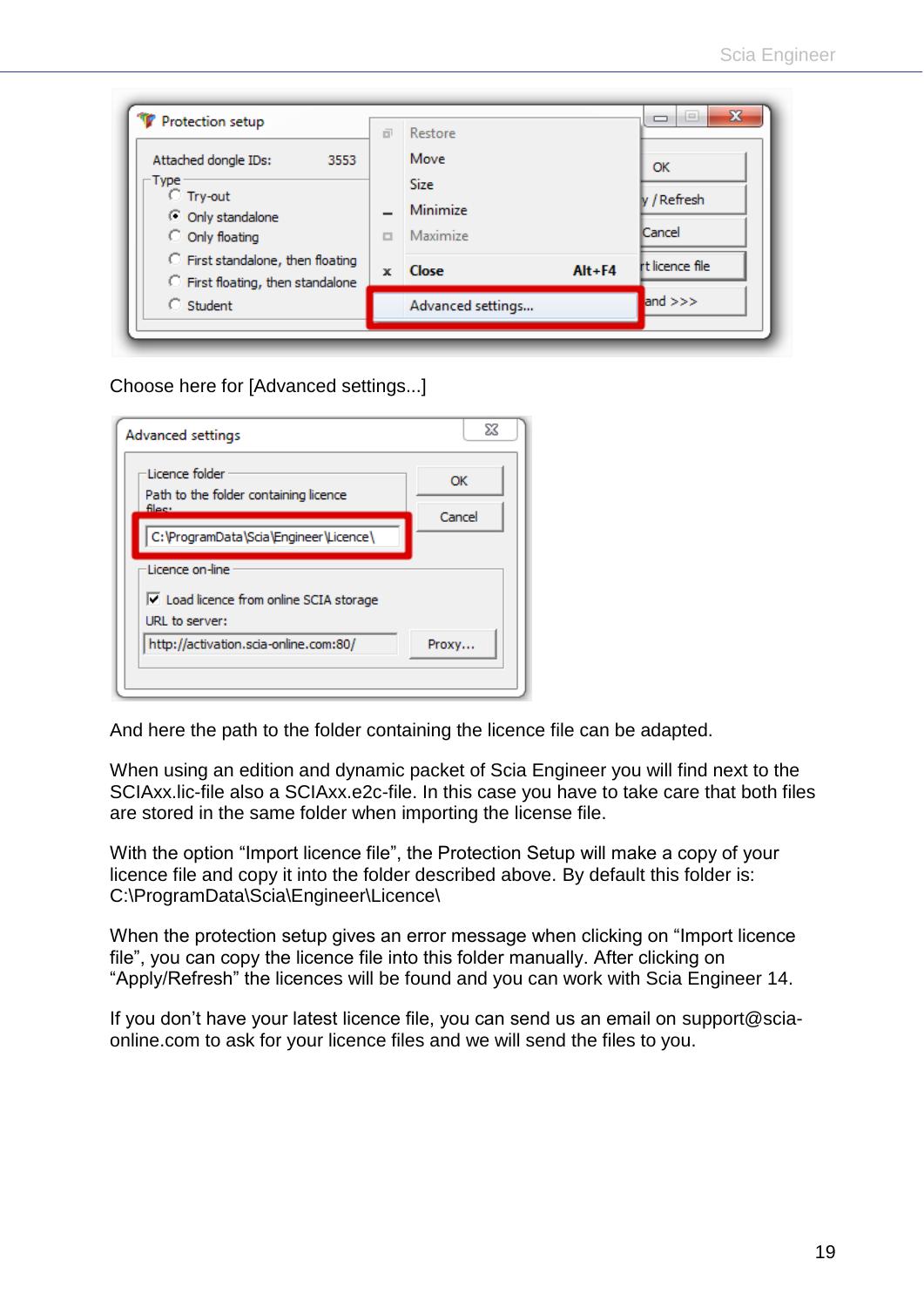Choose here for [Advanced settings...]

And here the path to the folder containing the licence file can be adapted.

When using an edition and dynamic packet of Scia Engineer you will find next to the SCIAxx.lic-file also a SCIAxx.e2c-file. In this case you have to take care that both files are stored in the same folder when importing the license file.

With the option “Import licence file”, the Protection Setup will make a copy of your licence file and copy it into the folder described above. By default this folder is: C:\ProgramData\Scia\Engineer\Licence\

When the protection setup gives an error message when clicking on “Import licence file”, you can copy the licence file into this folder manually. After clicking on “Apply/Refresh” the licences will be found and you can work with Scia Engineer 14.

If you don’t have your latest licence file, you can send us an email on support@scia-online.com to ask for your licence files and we will send the files to you.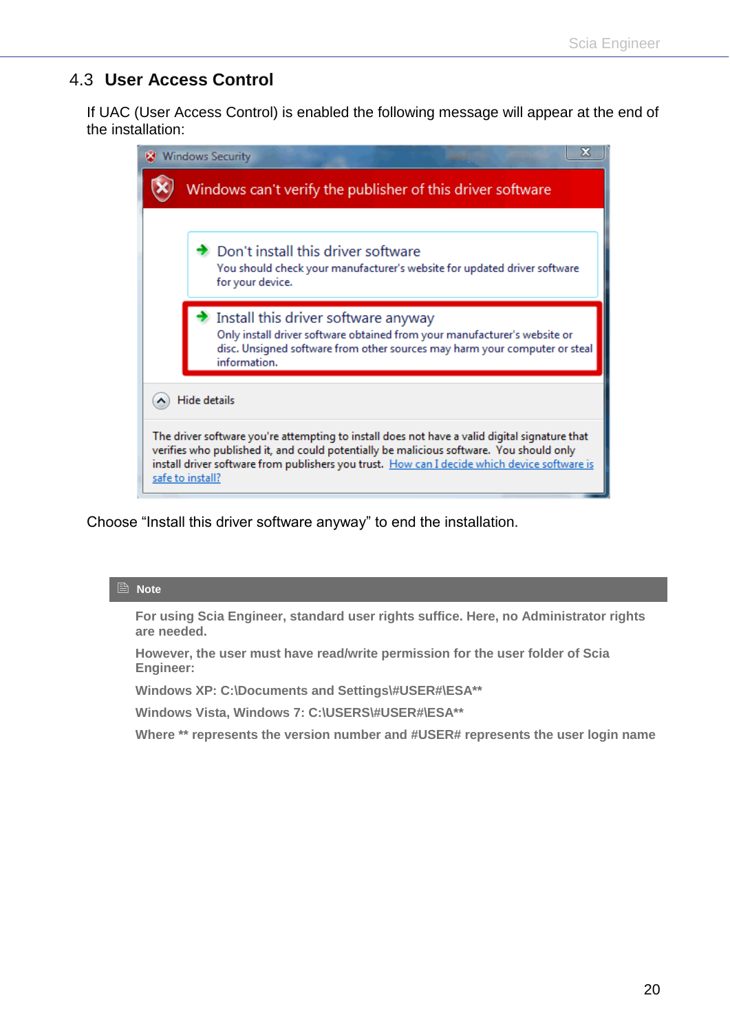## 4.3 User Access Control

If UAC (User Access Control) is enabled the following message will appear at the end of the installation:

Choose “Install this driver software anyway” to end the installation.

**Note**

**For using Scia Engineer, standard user rights suffice. Here, no Administrator rights are needed.**

**However, the user must have read/write permission for the user folder of Scia Engineer:**

**Windows XP: C:\Documents and Settings\#USER#\ESA****

**Windows Vista, Windows 7: C:\USERS\#USER#\ESA****

**Where ** represents the version number and #USER# represents the user login name**